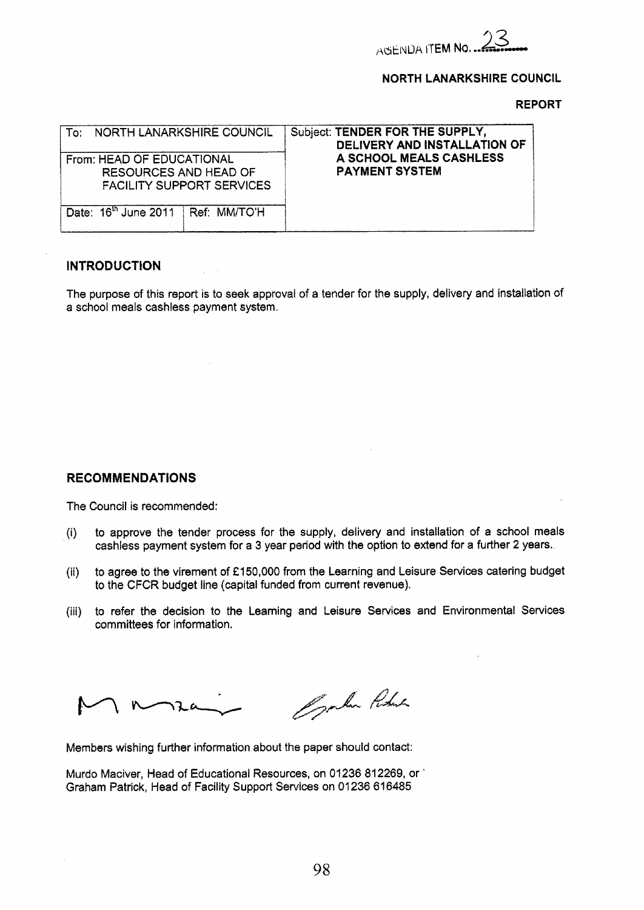AGENDA ITEM No. 23

**NORTH LANARKSHIRE COUNCIL**

**REPORT**

| To: NORTH LANARKSHIRE COUNCIL | | Subject: **TENDER FOR THE SUPPLY, DELIVERY AND INSTALLATION OF A SCHOOL MEALS CASHLESS PAYMENT SYSTEM** |
|---|---|---|
| From: HEAD OF EDUCATIONAL RESOURCES AND HEAD OF FACILITY SUPPORT SERVICES | | |
| Date: 16th June 2011 | Ref: MM/TO'H | |

## INTRODUCTION

The purpose of this report is to seek approval of a tender for the supply, delivery and installation of a school meals cashless payment system.

## RECOMMENDATIONS

The Council is recommended:

(i) to approve the tender process for the supply, delivery and installation of a school meals cashless payment system for a 3 year period with the option to extend for a further 2 years.

(ii) to agree to the virement of £150,000 from the Learning and Leisure Services catering budget to the CFCR budget line (capital funded from current revenue).

(iii) to refer the decision to the Learning and Leisure Services and Environmental Services committees for information.

Members wishing further information about the paper should contact:

Murdo Maciver, Head of Educational Resources, on 01236 812269, or
Graham Patrick, Head of Facility Support Services on 01236 616485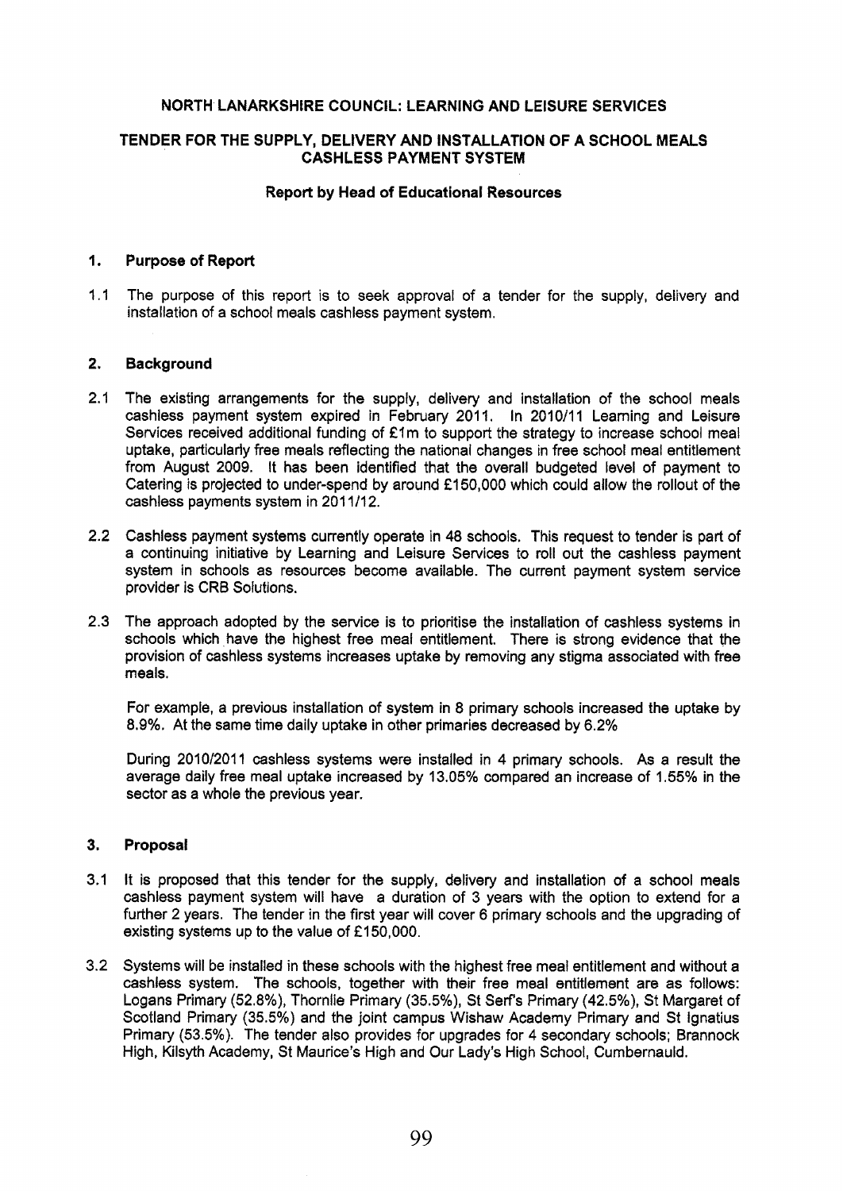**NORTH LANARKSHIRE COUNCIL: LEARNING AND LEISURE SERVICES**

**TENDER FOR THE SUPPLY, DELIVERY AND INSTALLATION OF A SCHOOL MEALS CASHLESS PAYMENT SYSTEM**

**Report by Head of Educational Resources**

## 1. Purpose of Report

1.1 The purpose of this report is to seek approval of a tender for the supply, delivery and installation of a school meals cashless payment system.

## 2. Background

2.1 The existing arrangements for the supply, delivery and installation of the school meals cashless payment system expired in February 2011. In 2010/11 Learning and Leisure Services received additional funding of £1m to support the strategy to increase school meal uptake, particularly free meals reflecting the national changes in free school meal entitlement from August 2009. It has been identified that the overall budgeted level of payment to Catering is projected to under-spend by around £150,000 which could allow the rollout of the cashless payments system in 2011/12.

2.2 Cashless payment systems currently operate in 48 schools. This request to tender is part of a continuing initiative by Learning and Leisure Services to roll out the cashless payment system in schools as resources become available. The current payment system service provider is CRB Solutions.

2.3 The approach adopted by the service is to prioritise the installation of cashless systems in schools which have the highest free meal entitlement. There is strong evidence that the provision of cashless systems increases uptake by removing any stigma associated with free meals.

For example, a previous installation of system in 8 primary schools increased the uptake by 8.9%. At the same time daily uptake in other primaries decreased by 6.2%

During 2010/2011 cashless systems were installed in 4 primary schools. As a result the average daily free meal uptake increased by 13.05% compared an increase of 1.55% in the sector as a whole the previous year.

## 3. Proposal

3.1 It is proposed that this tender for the supply, delivery and installation of a school meals cashless payment system will have a duration of 3 years with the option to extend for a further 2 years. The tender in the first year will cover 6 primary schools and the upgrading of existing systems up to the value of £150,000.

3.2 Systems will be installed in these schools with the highest free meal entitlement and without a cashless system. The schools, together with their free meal entitlement are as follows: Logans Primary (52.8%), Thornlie Primary (35.5%), St Serf's Primary (42.5%), St Margaret of Scotland Primary (35.5%) and the joint campus Wishaw Academy Primary and St Ignatius Primary (53.5%). The tender also provides for upgrades for 4 secondary schools; Brannock High, Kilsyth Academy, St Maurice's High and Our Lady's High School, Cumbernauld.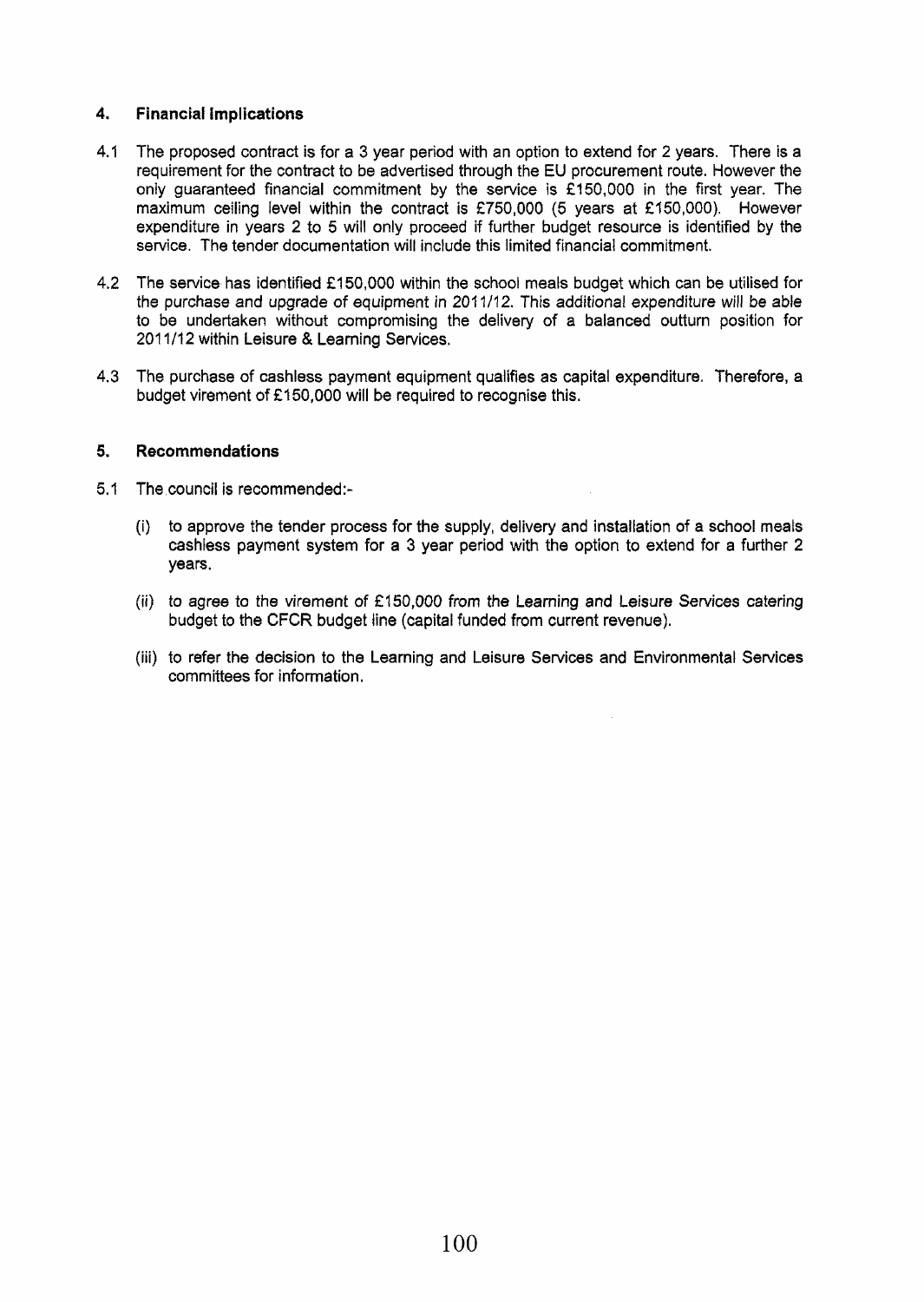## 4. Financial Implications

4.1 The proposed contract is for a 3 year period with an option to extend for 2 years. There is a requirement for the contract to be advertised through the EU procurement route. However the only guaranteed financial commitment by the service is £150,000 in the first year. The maximum ceiling level within the contract is £750,000 (5 years at £150,000). However expenditure in years 2 to 5 will only proceed if further budget resource is identified by the service. The tender documentation will include this limited financial commitment.

4.2 The service has identified £150,000 within the school meals budget which can be utilised for the purchase and upgrade of equipment in 2011/12. This additional expenditure will be able to be undertaken without compromising the delivery of a balanced outturn position for 2011/12 within Leisure & Learning Services.

4.3 The purchase of cashless payment equipment qualifies as capital expenditure. Therefore, a budget virement of £150,000 will be required to recognise this.

## 5. Recommendations

5.1 The council is recommended:-

(i) to approve the tender process for the supply, delivery and installation of a school meals cashless payment system for a 3 year period with the option to extend for a further 2 years.

(ii) to agree to the virement of £150,000 from the Learning and Leisure Services catering budget to the CFCR budget line (capital funded from current revenue).

(iii) to refer the decision to the Learning and Leisure Services and Environmental Services committees for information.